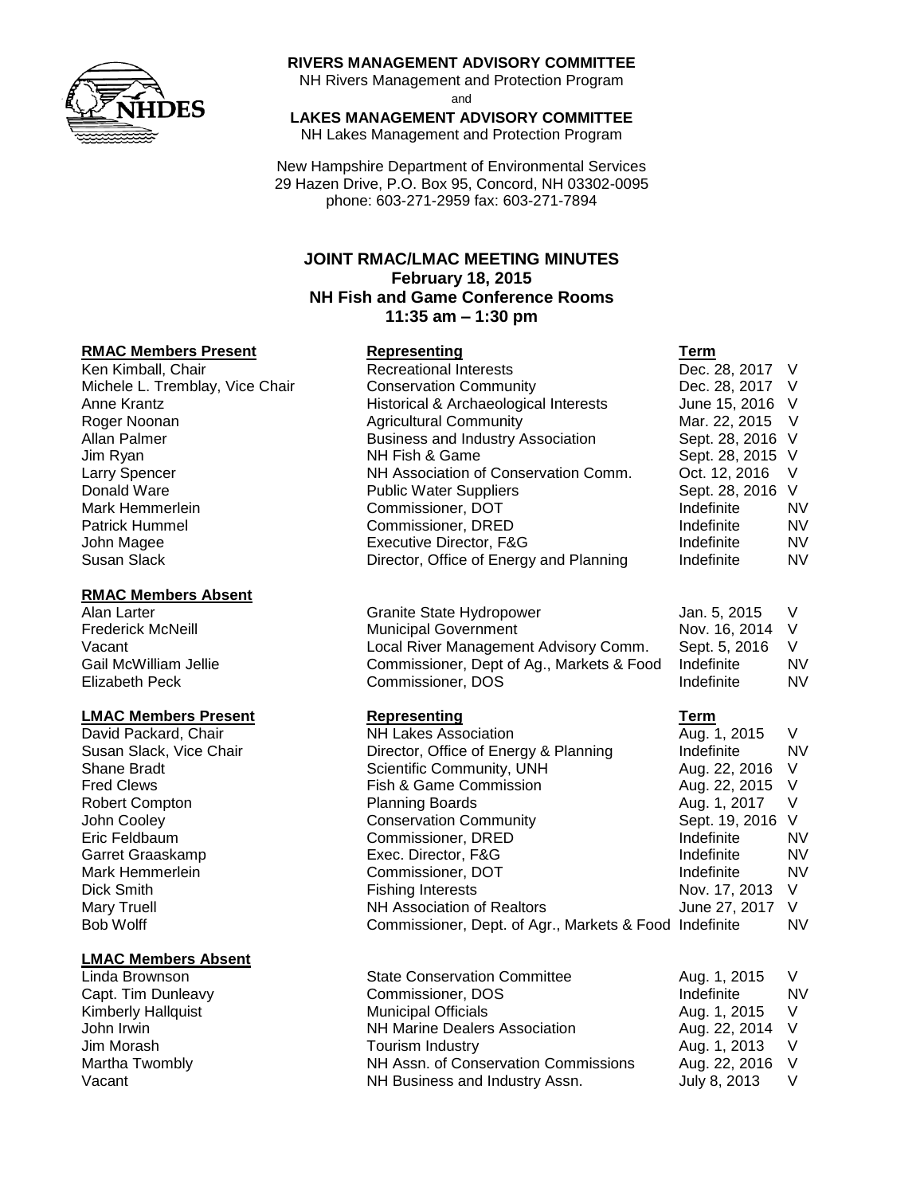**RIVERS MANAGEMENT ADVISORY COMMITTEE**
NH Rivers Management and Protection Program
and
**LAKES MANAGEMENT ADVISORY COMMITTEE**
NH Lakes Management and Protection Program

New Hampshire Department of Environmental Services
29 Hazen Drive, P.O. Box 95, Concord, NH 03302-0095
phone: 603-271-2959 fax: 603-271-7894

# JOINT RMAC/LMAC MEETING MINUTES
## February 18, 2015
## NH Fish and Game Conference Rooms
## 11:35 am – 1:30 pm

| RMAC Members Present | Representing | Term | |
|---|---|---|---|
| Ken Kimball, Chair | Recreational Interests | Dec. 28, 2017 | V |
| Michele L. Tremblay, Vice Chair | Conservation Community | Dec. 28, 2017 | V |
| Anne Krantz | Historical & Archaeological Interests | June 15, 2016 | V |
| Roger Noonan | Agricultural Community | Mar. 22, 2015 | V |
| Allan Palmer | Business and Industry Association | Sept. 28, 2016 | V |
| Jim Ryan | NH Fish & Game | Sept. 28, 2015 | V |
| Larry Spencer | NH Association of Conservation Comm. | Oct. 12, 2016 | V |
| Donald Ware | Public Water Suppliers | Sept. 28, 2016 | V |
| Mark Hemmerlein | Commissioner, DOT | Indefinite | NV |
| Patrick Hummel | Commissioner, DRED | Indefinite | NV |
| John Magee | Executive Director, F&G | Indefinite | NV |
| Susan Slack | Director, Office of Energy and Planning | Indefinite | NV |

| RMAC Members Absent | | | |
|---|---|---|---|
| Alan Larter | Granite State Hydropower | Jan. 5, 2015 | V |
| Frederick McNeill | Municipal Government | Nov. 16, 2014 | V |
| Vacant | Local River Management Advisory Comm. | Sept. 5, 2016 | V |
| Gail McWilliam Jellie | Commissioner, Dept of Ag., Markets & Food | Indefinite | NV |
| Elizabeth Peck | Commissioner, DOS | Indefinite | NV |

| LMAC Members Present | Representing | Term | |
|---|---|---|---|
| David Packard, Chair | NH Lakes Association | Aug. 1, 2015 | V |
| Susan Slack, Vice Chair | Director, Office of Energy & Planning | Indefinite | NV |
| Shane Bradt | Scientific Community, UNH | Aug. 22, 2016 | V |
| Fred Clews | Fish & Game Commission | Aug. 22, 2015 | V |
| Robert Compton | Planning Boards | Aug. 1, 2017 | V |
| John Cooley | Conservation Community | Sept. 19, 2016 | V |
| Eric Feldbaum | Commissioner, DRED | Indefinite | NV |
| Garret Graaskamp | Exec. Director, F&G | Indefinite | NV |
| Mark Hemmerlein | Commissioner, DOT | Indefinite | NV |
| Dick Smith | Fishing Interests | Nov. 17, 2013 | V |
| Mary Truell | NH Association of Realtors | June 27, 2017 | V |
| Bob Wolff | Commissioner, Dept. of Agr., Markets & Food | Indefinite | NV |

| LMAC Members Absent | | | |
|---|---|---|---|
| Linda Brownson | State Conservation Committee | Aug. 1, 2015 | V |
| Capt. Tim Dunleavy | Commissioner, DOS | Indefinite | NV |
| Kimberly Hallquist | Municipal Officials | Aug. 1, 2015 | V |
| John Irwin | NH Marine Dealers Association | Aug. 22, 2014 | V |
| Jim Morash | Tourism Industry | Aug. 1, 2013 | V |
| Martha Twombly | NH Assn. of Conservation Commissions | Aug. 22, 2016 | V |
| Vacant | NH Business and Industry Assn. | July 8, 2013 | V |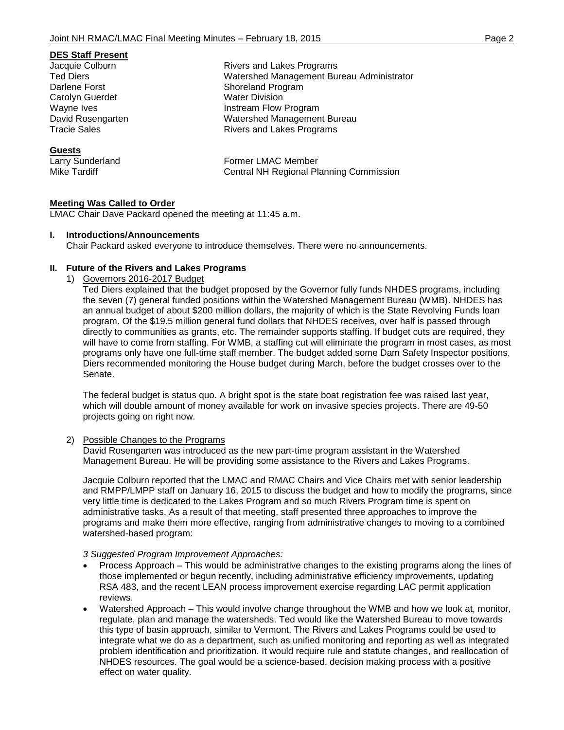**DES Staff Present**

| | |
|---|---|
| Jacquie Colburn | Rivers and Lakes Programs |
| Ted Diers | Watershed Management Bureau Administrator |
| Darlene Forst | Shoreland Program |
| Carolyn Guerdet | Water Division |
| Wayne Ives | Instream Flow Program |
| David Rosengarten | Watershed Management Bureau |
| Tracie Sales | Rivers and Lakes Programs |

**Guests**

| | |
|---|---|
| Larry Sunderland | Former LMAC Member |
| Mike Tardiff | Central NH Regional Planning Commission |

**Meeting Was Called to Order**

LMAC Chair Dave Packard opened the meeting at 11:45 a.m.

**I. Introductions/Announcements**

Chair Packard asked everyone to introduce themselves. There were no announcements.

**II. Future of the Rivers and Lakes Programs**

1) Governors 2016-2017 Budget

Ted Diers explained that the budget proposed by the Governor fully funds NHDES programs, including the seven (7) general funded positions within the Watershed Management Bureau (WMB). NHDES has an annual budget of about $200 million dollars, the majority of which is the State Revolving Funds loan program. Of the $19.5 million general fund dollars that NHDES receives, over half is passed through directly to communities as grants, etc. The remainder supports staffing. If budget cuts are required, they will have to come from staffing. For WMB, a staffing cut will eliminate the program in most cases, as most programs only have one full-time staff member. The budget added some Dam Safety Inspector positions. Diers recommended monitoring the House budget during March, before the budget crosses over to the Senate.

The federal budget is status quo. A bright spot is the state boat registration fee was raised last year, which will double amount of money available for work on invasive species projects. There are 49-50 projects going on right now.

2) Possible Changes to the Programs

David Rosengarten was introduced as the new part-time program assistant in the Watershed Management Bureau. He will be providing some assistance to the Rivers and Lakes Programs.

Jacquie Colburn reported that the LMAC and RMAC Chairs and Vice Chairs met with senior leadership and RMPP/LMPP staff on January 16, 2015 to discuss the budget and how to modify the programs, since very little time is dedicated to the Lakes Program and so much Rivers Program time is spent on administrative tasks. As a result of that meeting, staff presented three approaches to improve the programs and make them more effective, ranging from administrative changes to moving to a combined watershed-based program:

*3 Suggested Program Improvement Approaches:*

- Process Approach – This would be administrative changes to the existing programs along the lines of those implemented or begun recently, including administrative efficiency improvements, updating RSA 483, and the recent LEAN process improvement exercise regarding LAC permit application reviews.
- Watershed Approach – This would involve change throughout the WMB and how we look at, monitor, regulate, plan and manage the watersheds. Ted would like the Watershed Bureau to move towards this type of basin approach, similar to Vermont. The Rivers and Lakes Programs could be used to integrate what we do as a department, such as unified monitoring and reporting as well as integrated problem identification and prioritization. It would require rule and statute changes, and reallocation of NHDES resources. The goal would be a science-based, decision making process with a positive effect on water quality.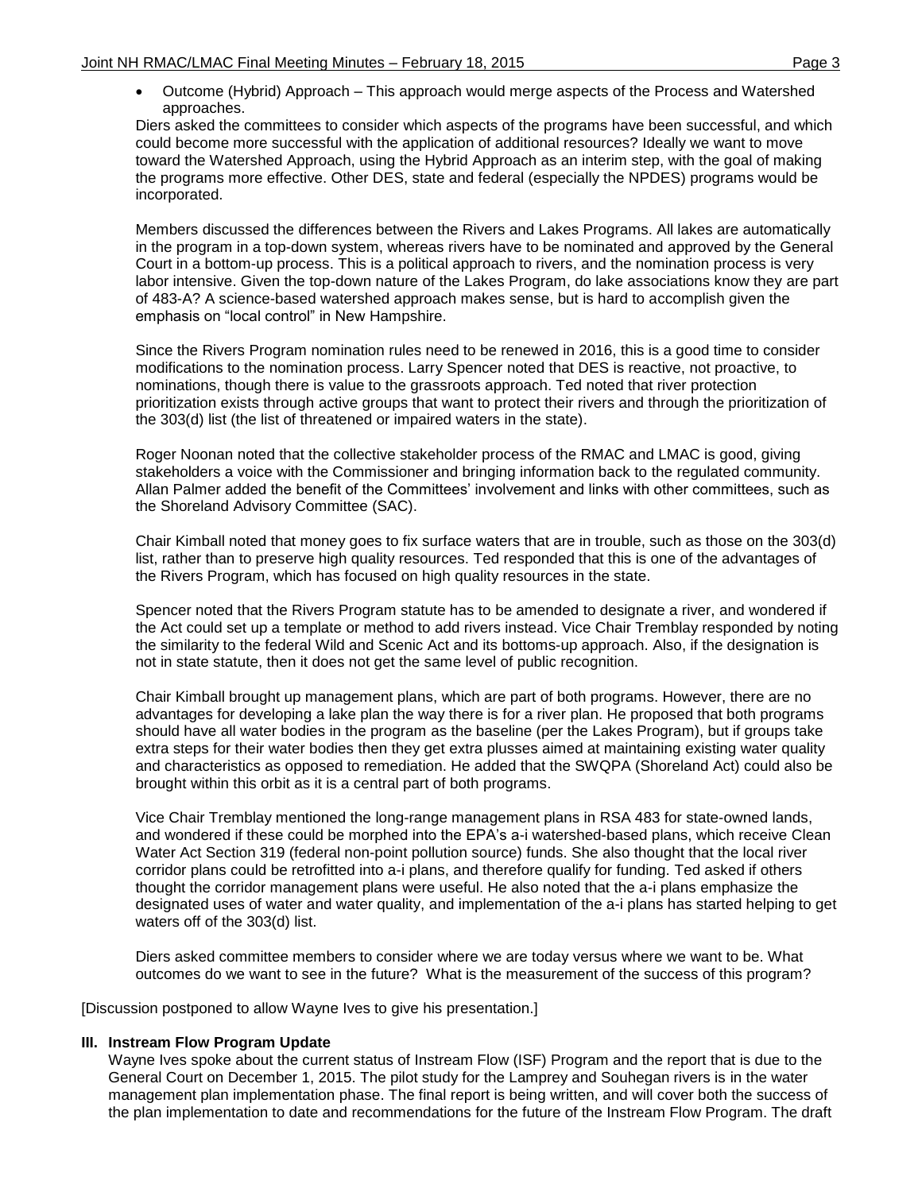- Outcome (Hybrid) Approach – This approach would merge aspects of the Process and Watershed approaches.

Diers asked the committees to consider which aspects of the programs have been successful, and which could become more successful with the application of additional resources? Ideally we want to move toward the Watershed Approach, using the Hybrid Approach as an interim step, with the goal of making the programs more effective. Other DES, state and federal (especially the NPDES) programs would be incorporated.

Members discussed the differences between the Rivers and Lakes Programs. All lakes are automatically in the program in a top-down system, whereas rivers have to be nominated and approved by the General Court in a bottom-up process. This is a political approach to rivers, and the nomination process is very labor intensive. Given the top-down nature of the Lakes Program, do lake associations know they are part of 483-A? A science-based watershed approach makes sense, but is hard to accomplish given the emphasis on "local control" in New Hampshire.

Since the Rivers Program nomination rules need to be renewed in 2016, this is a good time to consider modifications to the nomination process. Larry Spencer noted that DES is reactive, not proactive, to nominations, though there is value to the grassroots approach. Ted noted that river protection prioritization exists through active groups that want to protect their rivers and through the prioritization of the 303(d) list (the list of threatened or impaired waters in the state).

Roger Noonan noted that the collective stakeholder process of the RMAC and LMAC is good, giving stakeholders a voice with the Commissioner and bringing information back to the regulated community. Allan Palmer added the benefit of the Committees' involvement and links with other committees, such as the Shoreland Advisory Committee (SAC).

Chair Kimball noted that money goes to fix surface waters that are in trouble, such as those on the 303(d) list, rather than to preserve high quality resources. Ted responded that this is one of the advantages of the Rivers Program, which has focused on high quality resources in the state.

Spencer noted that the Rivers Program statute has to be amended to designate a river, and wondered if the Act could set up a template or method to add rivers instead. Vice Chair Tremblay responded by noting the similarity to the federal Wild and Scenic Act and its bottoms-up approach. Also, if the designation is not in state statute, then it does not get the same level of public recognition.

Chair Kimball brought up management plans, which are part of both programs. However, there are no advantages for developing a lake plan the way there is for a river plan. He proposed that both programs should have all water bodies in the program as the baseline (per the Lakes Program), but if groups take extra steps for their water bodies then they get extra plusses aimed at maintaining existing water quality and characteristics as opposed to remediation. He added that the SWQPA (Shoreland Act) could also be brought within this orbit as it is a central part of both programs.

Vice Chair Tremblay mentioned the long-range management plans in RSA 483 for state-owned lands, and wondered if these could be morphed into the EPA's a-i watershed-based plans, which receive Clean Water Act Section 319 (federal non-point pollution source) funds. She also thought that the local river corridor plans could be retrofitted into a-i plans, and therefore qualify for funding. Ted asked if others thought the corridor management plans were useful. He also noted that the a-i plans emphasize the designated uses of water and water quality, and implementation of the a-i plans has started helping to get waters off of the 303(d) list.

Diers asked committee members to consider where we are today versus where we want to be. What outcomes do we want to see in the future? What is the measurement of the success of this program?

[Discussion postponed to allow Wayne Ives to give his presentation.]

## III. Instream Flow Program Update

Wayne Ives spoke about the current status of Instream Flow (ISF) Program and the report that is due to the General Court on December 1, 2015. The pilot study for the Lamprey and Souhegan rivers is in the water management plan implementation phase. The final report is being written, and will cover both the success of the plan implementation to date and recommendations for the future of the Instream Flow Program. The draft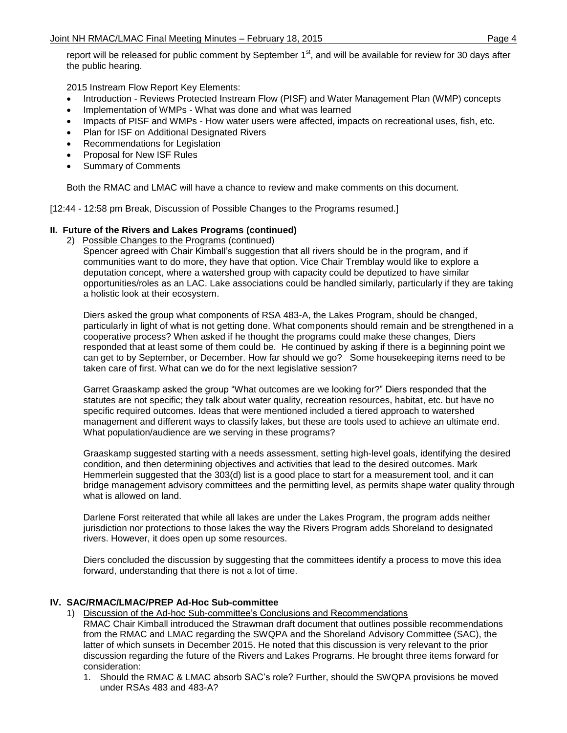report will be released for public comment by September 1st, and will be available for review for 30 days after the public hearing.

2015 Instream Flow Report Key Elements:

- Introduction - Reviews Protected Instream Flow (PISF) and Water Management Plan (WMP) concepts
- Implementation of WMPs - What was done and what was learned
- Impacts of PISF and WMPs - How water users were affected, impacts on recreational uses, fish, etc.
- Plan for ISF on Additional Designated Rivers
- Recommendations for Legislation
- Proposal for New ISF Rules
- Summary of Comments

Both the RMAC and LMAC will have a chance to review and make comments on this document.

[12:44 - 12:58 pm Break, Discussion of Possible Changes to the Programs resumed.]

## II. Future of the Rivers and Lakes Programs (continued)

2) Possible Changes to the Programs (continued)

Spencer agreed with Chair Kimball's suggestion that all rivers should be in the program, and if communities want to do more, they have that option. Vice Chair Tremblay would like to explore a deputation concept, where a watershed group with capacity could be deputized to have similar opportunities/roles as an LAC. Lake associations could be handled similarly, particularly if they are taking a holistic look at their ecosystem.

Diers asked the group what components of RSA 483-A, the Lakes Program, should be changed, particularly in light of what is not getting done. What components should remain and be strengthened in a cooperative process? When asked if he thought the programs could make these changes, Diers responded that at least some of them could be. He continued by asking if there is a beginning point we can get to by September, or December. How far should we go? Some housekeeping items need to be taken care of first. What can we do for the next legislative session?

Garret Graaskamp asked the group "What outcomes are we looking for?" Diers responded that the statutes are not specific; they talk about water quality, recreation resources, habitat, etc. but have no specific required outcomes. Ideas that were mentioned included a tiered approach to watershed management and different ways to classify lakes, but these are tools used to achieve an ultimate end. What population/audience are we serving in these programs?

Graaskamp suggested starting with a needs assessment, setting high-level goals, identifying the desired condition, and then determining objectives and activities that lead to the desired outcomes. Mark Hemmerlein suggested that the 303(d) list is a good place to start for a measurement tool, and it can bridge management advisory committees and the permitting level, as permits shape water quality through what is allowed on land.

Darlene Forst reiterated that while all lakes are under the Lakes Program, the program adds neither jurisdiction nor protections to those lakes the way the Rivers Program adds Shoreland to designated rivers. However, it does open up some resources.

Diers concluded the discussion by suggesting that the committees identify a process to move this idea forward, understanding that there is not a lot of time.

## IV. SAC/RMAC/LMAC/PREP Ad-Hoc Sub-committee

1) Discussion of the Ad-hoc Sub-committee's Conclusions and Recommendations

RMAC Chair Kimball introduced the Strawman draft document that outlines possible recommendations from the RMAC and LMAC regarding the SWQPA and the Shoreland Advisory Committee (SAC), the latter of which sunsets in December 2015. He noted that this discussion is very relevant to the prior discussion regarding the future of the Rivers and Lakes Programs. He brought three items forward for consideration:

1. Should the RMAC & LMAC absorb SAC's role? Further, should the SWQPA provisions be moved under RSAs 483 and 483-A?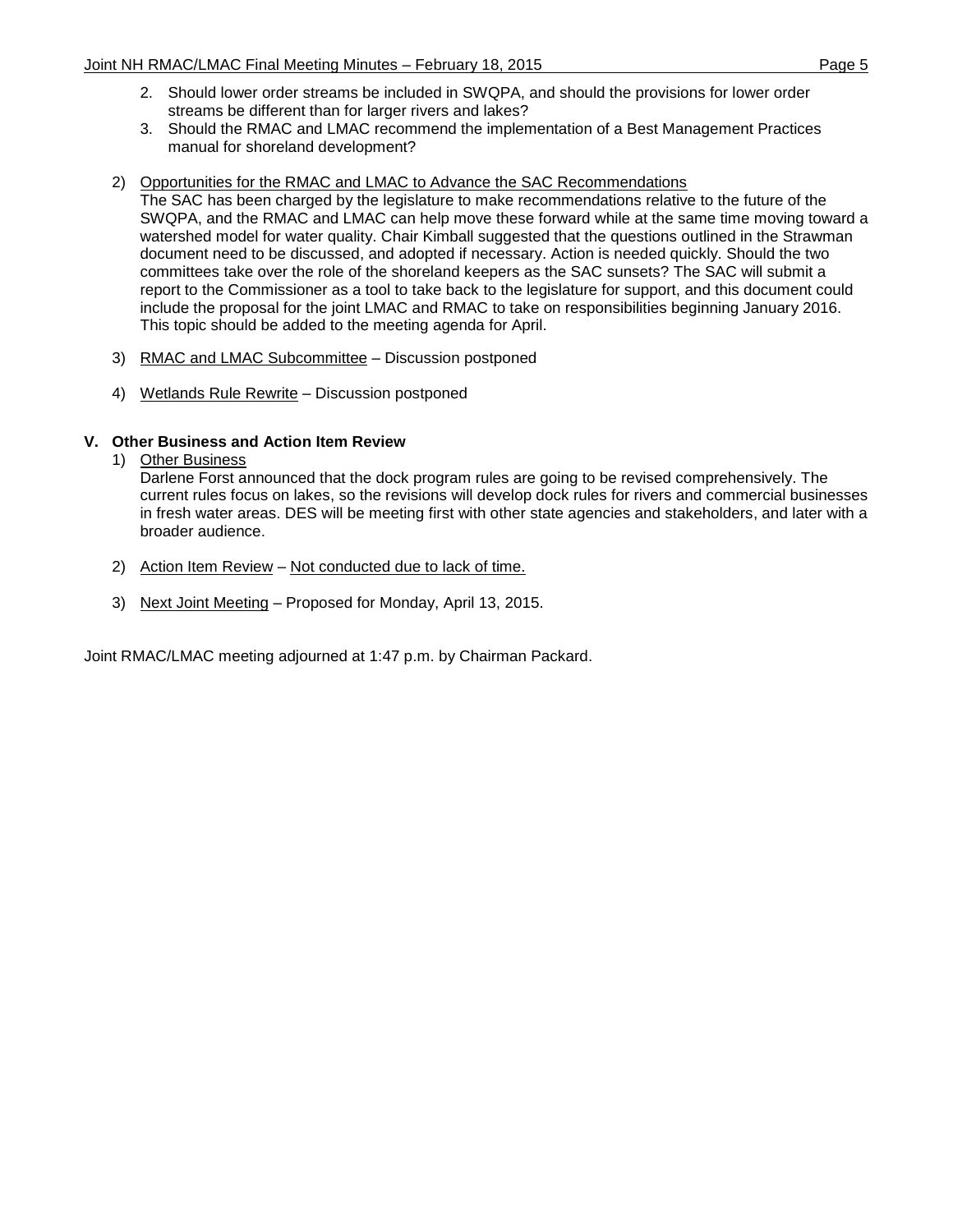2. Should lower order streams be included in SWQPA, and should the provisions for lower order streams be different than for larger rivers and lakes?
3. Should the RMAC and LMAC recommend the implementation of a Best Management Practices manual for shoreland development?

2) Opportunities for the RMAC and LMAC to Advance the SAC Recommendations
The SAC has been charged by the legislature to make recommendations relative to the future of the SWQPA, and the RMAC and LMAC can help move these forward while at the same time moving toward a watershed model for water quality. Chair Kimball suggested that the questions outlined in the Strawman document need to be discussed, and adopted if necessary. Action is needed quickly. Should the two committees take over the role of the shoreland keepers as the SAC sunsets? The SAC will submit a report to the Commissioner as a tool to take back to the legislature for support, and this document could include the proposal for the joint LMAC and RMAC to take on responsibilities beginning January 2016. This topic should be added to the meeting agenda for April.

3) RMAC and LMAC Subcommittee – Discussion postponed

4) Wetlands Rule Rewrite – Discussion postponed

**V. Other Business and Action Item Review**

1) Other Business
Darlene Forst announced that the dock program rules are going to be revised comprehensively. The current rules focus on lakes, so the revisions will develop dock rules for rivers and commercial businesses in fresh water areas. DES will be meeting first with other state agencies and stakeholders, and later with a broader audience.

2) Action Item Review – Not conducted due to lack of time.

3) Next Joint Meeting – Proposed for Monday, April 13, 2015.

Joint RMAC/LMAC meeting adjourned at 1:47 p.m. by Chairman Packard.